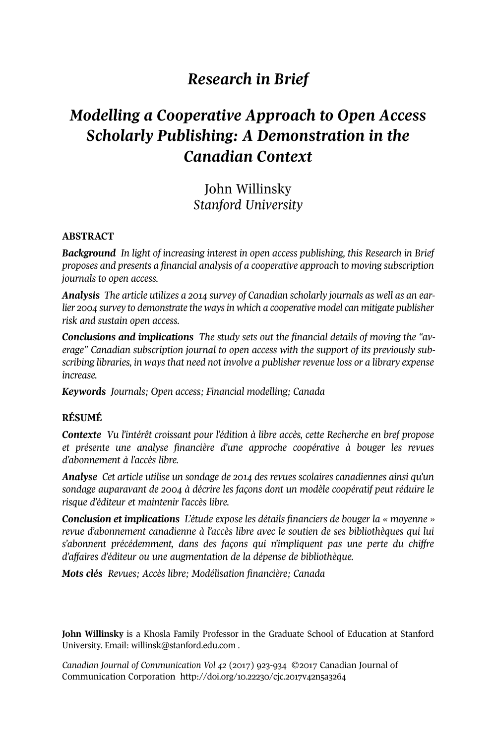# *Research in Brief*

# *Modelling a Cooperative Approach to Open Access Scholarly Publishing: A Demonstration in the Canadian Context*

John Willinsky
*Stanford University*

## ABSTRACT

***Background*** *In light of increasing interest in open access publishing, this Research in Brief proposes and presents a financial analysis of a cooperative approach to moving subscription journals to open access.*

***Analysis*** *The article utilizes a 2014 survey of Canadian scholarly journals as well as an earlier 2004 survey to demonstrate the ways in which a cooperative model can mitigate publisher risk and sustain open access.*

***Conclusions and implications*** *The study sets out the financial details of moving the "average" Canadian subscription journal to open access with the support of its previously subscribing libraries, in ways that need not involve a publisher revenue loss or a library expense increase.*

***Keywords*** *Journals; Open access; Financial modelling; Canada*

## RÉSUMÉ

***Contexte*** *Vu l'intérêt croissant pour l'édition à libre accès, cette Recherche en bref propose et présente une analyse financière d'une approche coopérative à bouger les revues d'abonnement à l'accès libre.*

***Analyse*** *Cet article utilise un sondage de 2014 des revues scolaires canadiennes ainsi qu'un sondage auparavant de 2004 à décrire les façons dont un modèle coopératif peut réduire le risque d'éditeur et maintenir l'accès libre.*

***Conclusion et implications*** *L'étude expose les détails financiers de bouger la « moyenne » revue d'abonnement canadienne à l'accès libre avec le soutien de ses bibliothèques qui lui s'abonnent précédemment, dans des façons qui n'impliquent pas une perte du chiffre d'affaires d'éditeur ou une augmentation de la dépense de bibliothèque.*

***Mots clés*** *Revues; Accès libre; Modélisation financière; Canada*

**John Willinsky** is a Khosla Family Professor in the Graduate School of Education at Stanford University. Email: willinsk@stanford.edu.com .

*Canadian Journal of Communication Vol 42* (2017) 923-934 ©2017 Canadian Journal of Communication Corporation http://doi.org/10.22230/cjc.2017v42n5a3264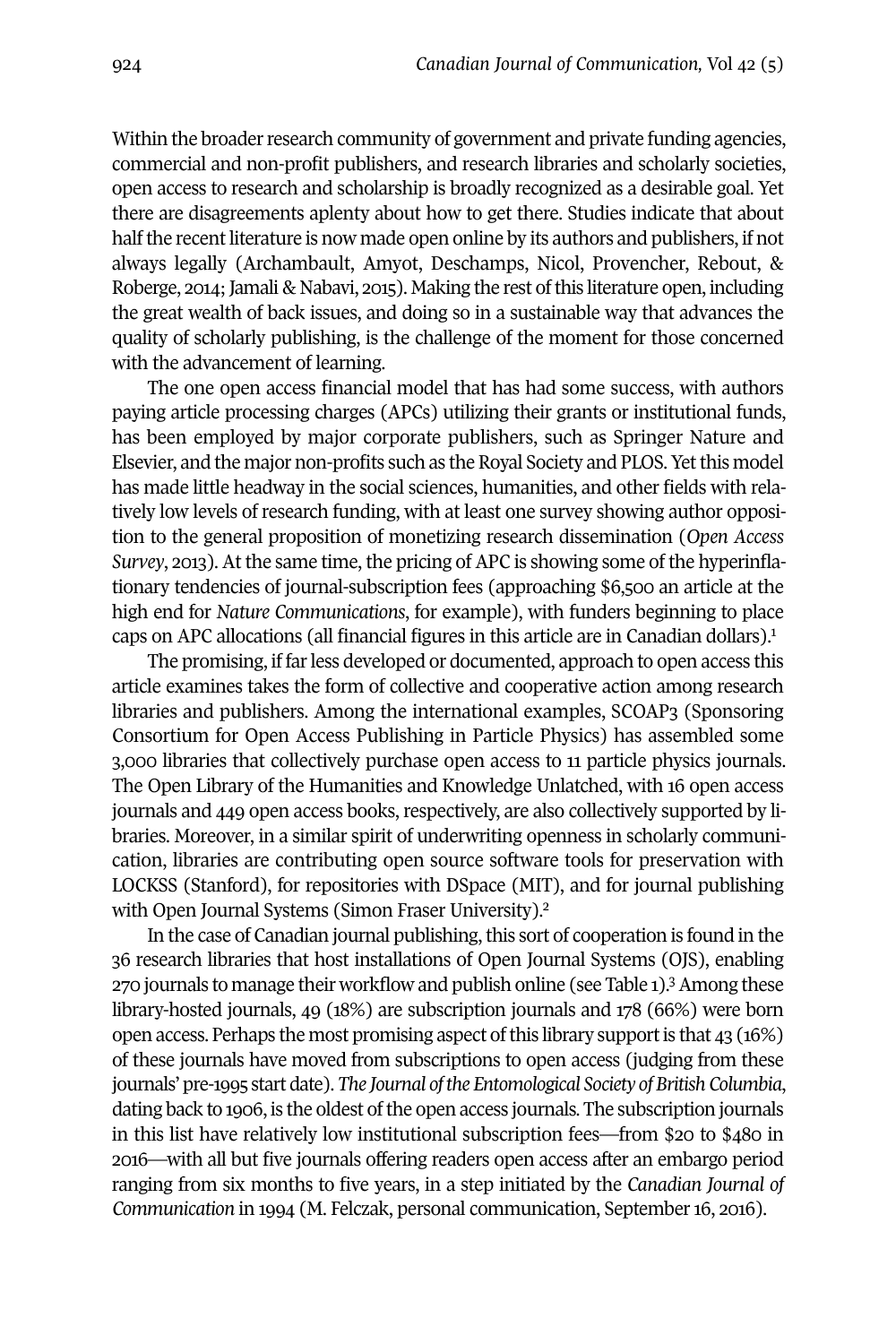Within the broader research community of government and private funding agencies, commercial and non-profit publishers, and research libraries and scholarly societies, open access to research and scholarship is broadly recognized as a desirable goal. Yet there are disagreements aplenty about how to get there. Studies indicate that about half the recent literature is now made open online by its authors and publishers, if not always legally (Archambault, Amyot, Deschamps, Nicol, Provencher, Rebout, & Roberge, 2014; Jamali & Nabavi, 2015). Making the rest of this literature open, including the great wealth of back issues, and doing so in a sustainable way that advances the quality of scholarly publishing, is the challenge of the moment for those concerned with the advancement of learning.

The one open access financial model that has had some success, with authors paying article processing charges (APCs) utilizing their grants or institutional funds, has been employed by major corporate publishers, such as Springer Nature and Elsevier, and the major non-profits such as the Royal Society and PLOS. Yet this model has made little headway in the social sciences, humanities, and other fields with relatively low levels of research funding, with at least one survey showing author opposition to the general proposition of monetizing research dissemination (*Open Access Survey*, 2013). At the same time, the pricing of APC is showing some of the hyperinflationary tendencies of journal-subscription fees (approaching $6,500 an article at the high end for *Nature Communications*, for example), with funders beginning to place caps on APC allocations (all financial figures in this article are in Canadian dollars).[1]

The promising, if far less developed or documented, approach to open access this article examines takes the form of collective and cooperative action among research libraries and publishers. Among the international examples, SCOAP3 (Sponsoring Consortium for Open Access Publishing in Particle Physics) has assembled some 3,000 libraries that collectively purchase open access to 11 particle physics journals. The Open Library of the Humanities and Knowledge Unlatched, with 16 open access journals and 449 open access books, respectively, are also collectively supported by libraries. Moreover, in a similar spirit of underwriting openness in scholarly communication, libraries are contributing open source software tools for preservation with LOCKSS (Stanford), for repositories with DSpace (MIT), and for journal publishing with Open Journal Systems (Simon Fraser University).[2]

In the case of Canadian journal publishing, this sort of cooperation is found in the 36 research libraries that host installations of Open Journal Systems (OJS), enabling 270 journals to manage their workflow and publish online (see Table 1).[3] Among these library-hosted journals, 49 (18%) are subscription journals and 178 (66%) were born open access. Perhaps the most promising aspect of this library support is that 43 (16%) of these journals have moved from subscriptions to open access (judging from these journals' pre-1995 start date). *The Journal of the Entomological Society of British Columbia*, dating back to 1906, is the oldest of the open access journals. The subscription journals in this list have relatively low institutional subscription fees—from $20 to $480 in 2016—with all but five journals offering readers open access after an embargo period ranging from six months to five years, in a step initiated by the *Canadian Journal of Communication* in 1994 (M. Felczak, personal communication, September 16, 2016).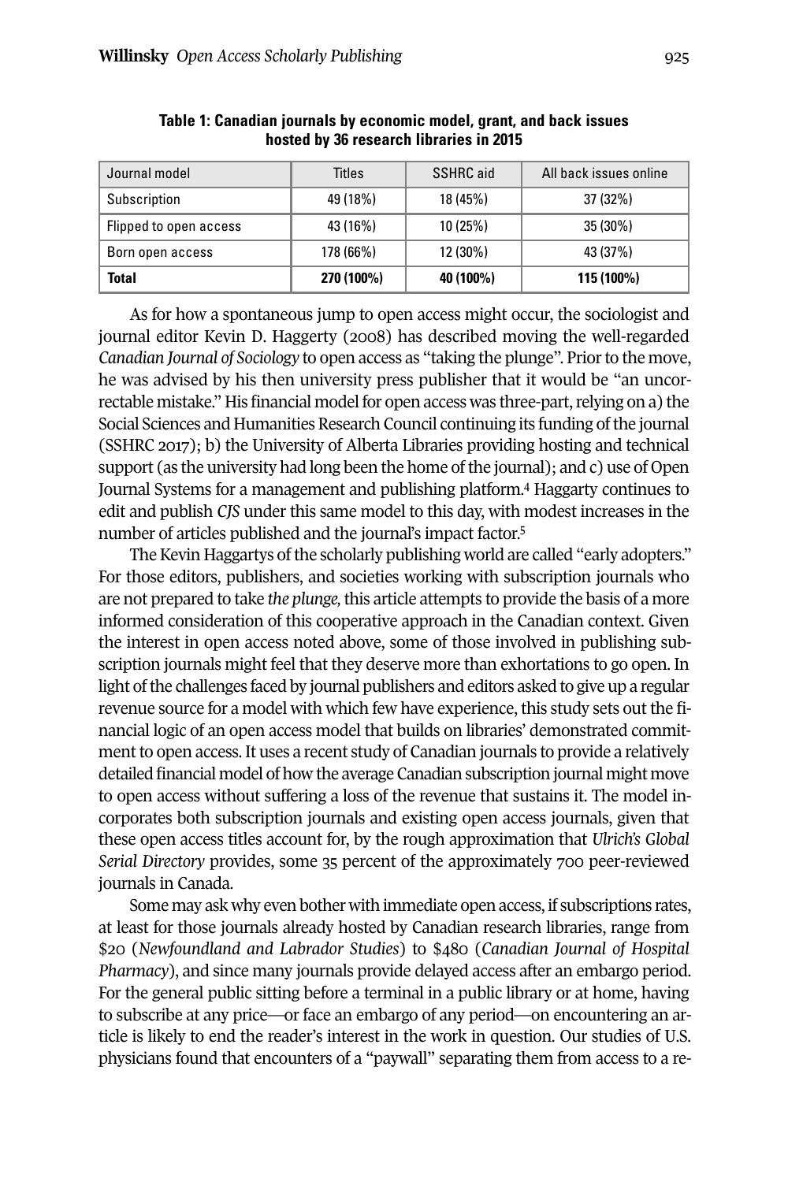**Table 1: Canadian journals by economic model, grant, and back issues hosted by 36 research libraries in 2015**

| Journal model | Titles | SSHRC aid | All back issues online |
|---|---|---|---|
| Subscription | 49 (18%) | 18 (45%) | 37 (32%) |
| Flipped to open access | 43 (16%) | 10 (25%) | 35 (30%) |
| Born open access | 178 (66%) | 12 (30%) | 43 (37%) |
| **Total** | **270 (100%)** | **40 (100%)** | **115 (100%)** |

As for how a spontaneous jump to open access might occur, the sociologist and journal editor Kevin D. Haggerty (2008) has described moving the well-regarded *Canadian Journal of Sociology* to open access as "taking the plunge". Prior to the move, he was advised by his then university press publisher that it would be "an uncorrectable mistake." His financial model for open access was three-part, relying on a) the Social Sciences and Humanities Research Council continuing its funding of the journal (SSHRC 2017); b) the University of Alberta Libraries providing hosting and technical support (as the university had long been the home of the journal); and c) use of Open Journal Systems for a management and publishing platform.[4] Haggarty continues to edit and publish *CJS* under this same model to this day, with modest increases in the number of articles published and the journal's impact factor.[5]

The Kevin Haggartys of the scholarly publishing world are called "early adopters." For those editors, publishers, and societies working with subscription journals who are not prepared to take *the plunge,* this article attempts to provide the basis of a more informed consideration of this cooperative approach in the Canadian context. Given the interest in open access noted above, some of those involved in publishing subscription journals might feel that they deserve more than exhortations to go open. In light of the challenges faced by journal publishers and editors asked to give up a regular revenue source for a model with which few have experience, this study sets out the financial logic of an open access model that builds on libraries' demonstrated commitment to open access. It uses a recent study of Canadian journals to provide a relatively detailed financial model of how the average Canadian subscription journal might move to open access without suffering a loss of the revenue that sustains it. The model incorporates both subscription journals and existing open access journals, given that these open access titles account for, by the rough approximation that *Ulrich's Global Serial Directory* provides, some 35 percent of the approximately 700 peer-reviewed journals in Canada.

Some may ask why even bother with immediate open access, if subscriptions rates, at least for those journals already hosted by Canadian research libraries, range from $20 (*Newfoundland and Labrador Studies*) to $480 (*Canadian Journal of Hospital Pharmacy*), and since many journals provide delayed access after an embargo period. For the general public sitting before a terminal in a public library or at home, having to subscribe at any price—or face an embargo of any period—on encountering an article is likely to end the reader's interest in the work in question. Our studies of U.S. physicians found that encounters of a "paywall" separating them from access to a re-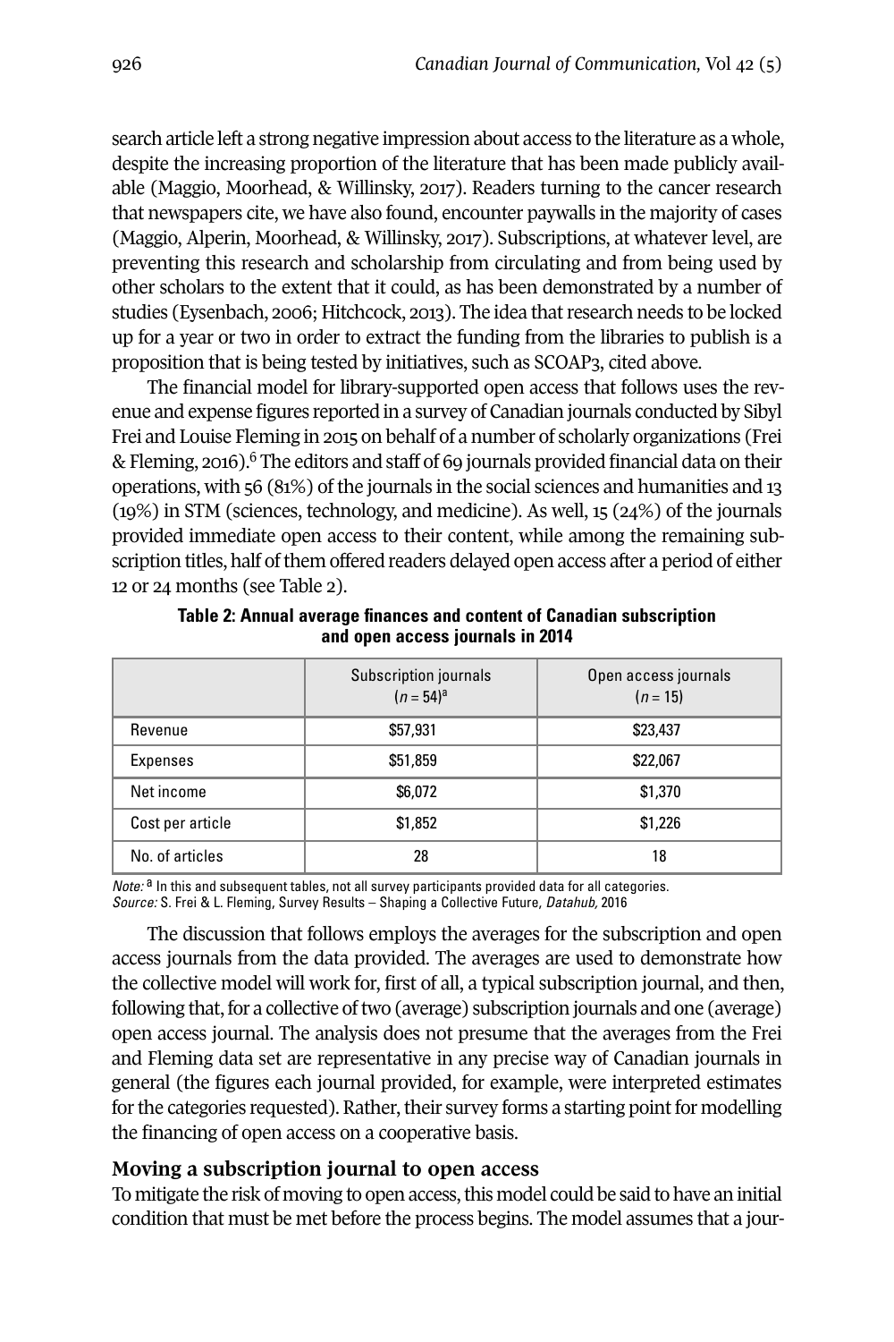search article left a strong negative impression about access to the literature as a whole, despite the increasing proportion of the literature that has been made publicly available (Maggio, Moorhead, & Willinsky, 2017). Readers turning to the cancer research that newspapers cite, we have also found, encounter paywalls in the majority of cases (Maggio, Alperin, Moorhead, & Willinsky, 2017). Subscriptions, at whatever level, are preventing this research and scholarship from circulating and from being used by other scholars to the extent that it could, as has been demonstrated by a number of studies (Eysenbach, 2006; Hitchcock, 2013). The idea that research needs to be locked up for a year or two in order to extract the funding from the libraries to publish is a proposition that is being tested by initiatives, such as SCOAP3, cited above.

The financial model for library-supported open access that follows uses the revenue and expense figures reported in a survey of Canadian journals conducted by Sibyl Frei and Louise Fleming in 2015 on behalf of a number of scholarly organizations (Frei & Fleming, 2016).[6] The editors and staff of 69 journals provided financial data on their operations, with 56 (81%) of the journals in the social sciences and humanities and 13 (19%) in STM (sciences, technology, and medicine). As well, 15 (24%) of the journals provided immediate open access to their content, while among the remaining subscription titles, half of them offered readers delayed open access after a period of either 12 or 24 months (see Table 2).

**Table 2: Annual average finances and content of Canadian subscription and open access journals in 2014**

| | Subscription journals ($n$ = 54)[a] | Open access journals ($n$ = 15) |
|---|---|---|
| Revenue | $57,931 | $23,437 |
| Expenses | $51,859 | $22,067 |
| Net income | $6,072 | $1,370 |
| Cost per article | $1,852 | $1,226 |
| No. of articles | 28 | 18 |

*Note:* [a] In this and subsequent tables, not all survey participants provided data for all categories.
*Source:* S. Frei & L. Fleming, Survey Results – Shaping a Collective Future, *Datahub,* 2016

The discussion that follows employs the averages for the subscription and open access journals from the data provided. The averages are used to demonstrate how the collective model will work for, first of all, a typical subscription journal, and then, following that, for a collective of two (average) subscription journals and one (average) open access journal. The analysis does not presume that the averages from the Frei and Fleming data set are representative in any precise way of Canadian journals in general (the figures each journal provided, for example, were interpreted estimates for the categories requested). Rather, their survey forms a starting point for modelling the financing of open access on a cooperative basis.

### Moving a subscription journal to open access

To mitigate the risk of moving to open access, this model could be said to have an initial condition that must be met before the process begins. The model assumes that a jour-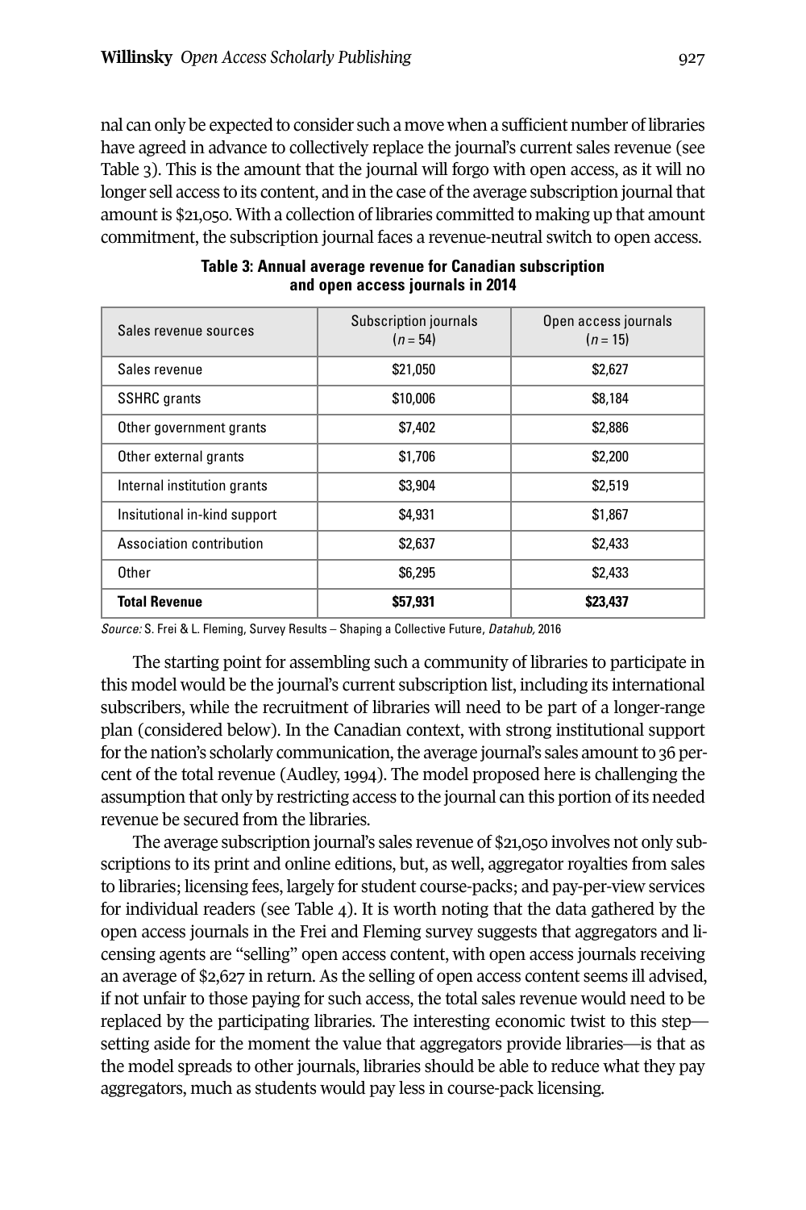nal can only be expected to consider such a move when a sufficient number of libraries have agreed in advance to collectively replace the journal's current sales revenue (see Table 3). This is the amount that the journal will forgo with open access, as it will no longer sell access to its content, and in the case of the average subscription journal that amount is $21,050. With a collection of libraries committed to making up that amount commitment, the subscription journal faces a revenue-neutral switch to open access.

**Table 3: Annual average revenue for Canadian subscription and open access journals in 2014**

| Sales revenue sources | Subscription journals ($n$ = 54) | Open access journals ($n$ = 15) |
|---|---|---|
| Sales revenue | $21,050 | $2,627 |
| SSHRC grants | $10,006 | $8,184 |
| Other government grants | $7,402 | $2,886 |
| Other external grants | $1,706 | $2,200 |
| Internal institution grants | $3,904 | $2,519 |
| Insitutional in-kind support | $4,931 | $1,867 |
| Association contribution | $2,637 | $2,433 |
| Other | $6,295 | $2,433 |
| **Total Revenue** | **$57,931** | **$23,437** |

*Source:* S. Frei & L. Fleming, Survey Results – Shaping a Collective Future, *Datahub,* 2016

The starting point for assembling such a community of libraries to participate in this model would be the journal's current subscription list, including its international subscribers, while the recruitment of libraries will need to be part of a longer-range plan (considered below). In the Canadian context, with strong institutional support for the nation's scholarly communication, the average journal's sales amount to 36 percent of the total revenue (Audley, 1994). The model proposed here is challenging the assumption that only by restricting access to the journal can this portion of its needed revenue be secured from the libraries.

The average subscription journal's sales revenue of $21,050 involves not only subscriptions to its print and online editions, but, as well, aggregator royalties from sales to libraries; licensing fees, largely for student course-packs; and pay-per-view services for individual readers (see Table 4). It is worth noting that the data gathered by the open access journals in the Frei and Fleming survey suggests that aggregators and licensing agents are "selling" open access content, with open access journals receiving an average of $2,627 in return. As the selling of open access content seems ill advised, if not unfair to those paying for such access, the total sales revenue would need to be replaced by the participating libraries. The interesting economic twist to this step—setting aside for the moment the value that aggregators provide libraries—is that as the model spreads to other journals, libraries should be able to reduce what they pay aggregators, much as students would pay less in course-pack licensing.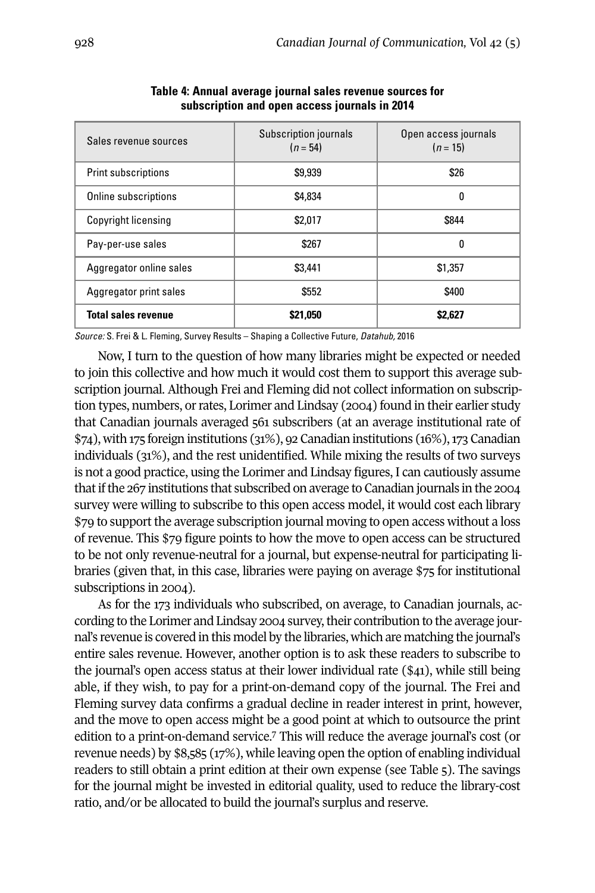**Table 4: Annual average journal sales revenue sources for subscription and open access journals in 2014**

| Sales revenue sources | Subscription journals ($n$ = 54) | Open access journals ($n$ = 15) |
|---|---|---|
| Print subscriptions | $9,939 | $26 |
| Online subscriptions | $4,834 | 0 |
| Copyright licensing | $2,017 | $844 |
| Pay-per-use sales | $267 | 0 |
| Aggregator online sales | $3,441 | $1,357 |
| Aggregator print sales | $552 | $400 |
| **Total sales revenue** | **$21,050** | **$2,627** |

*Source:* S. Frei & L. Fleming, Survey Results – Shaping a Collective Future, *Datahub,* 2016

Now, I turn to the question of how many libraries might be expected or needed to join this collective and how much it would cost them to support this average subscription journal. Although Frei and Fleming did not collect information on subscription types, numbers, or rates, Lorimer and Lindsay (2004) found in their earlier study that Canadian journals averaged 561 subscribers (at an average institutional rate of $74), with 175 foreign institutions (31%), 92 Canadian institutions (16%), 173 Canadian individuals (31%), and the rest unidentified. While mixing the results of two surveys is not a good practice, using the Lorimer and Lindsay figures, I can cautiously assume that if the 267 institutions that subscribed on average to Canadian journals in the 2004 survey were willing to subscribe to this open access model, it would cost each library $79 to support the average subscription journal moving to open access without a loss of revenue. This $79 figure points to how the move to open access can be structured to be not only revenue-neutral for a journal, but expense-neutral for participating libraries (given that, in this case, libraries were paying on average $75 for institutional subscriptions in 2004).

As for the 173 individuals who subscribed, on average, to Canadian journals, according to the Lorimer and Lindsay 2004 survey, their contribution to the average journal's revenue is covered in this model by the libraries, which are matching the journal's entire sales revenue. However, another option is to ask these readers to subscribe to the journal's open access status at their lower individual rate ($41), while still being able, if they wish, to pay for a print-on-demand copy of the journal. The Frei and Fleming survey data confirms a gradual decline in reader interest in print, however, and the move to open access might be a good point at which to outsource the print edition to a print-on-demand service.[7] This will reduce the average journal's cost (or revenue needs) by $8,585 (17%), while leaving open the option of enabling individual readers to still obtain a print edition at their own expense (see Table 5). The savings for the journal might be invested in editorial quality, used to reduce the library-cost ratio, and/or be allocated to build the journal's surplus and reserve.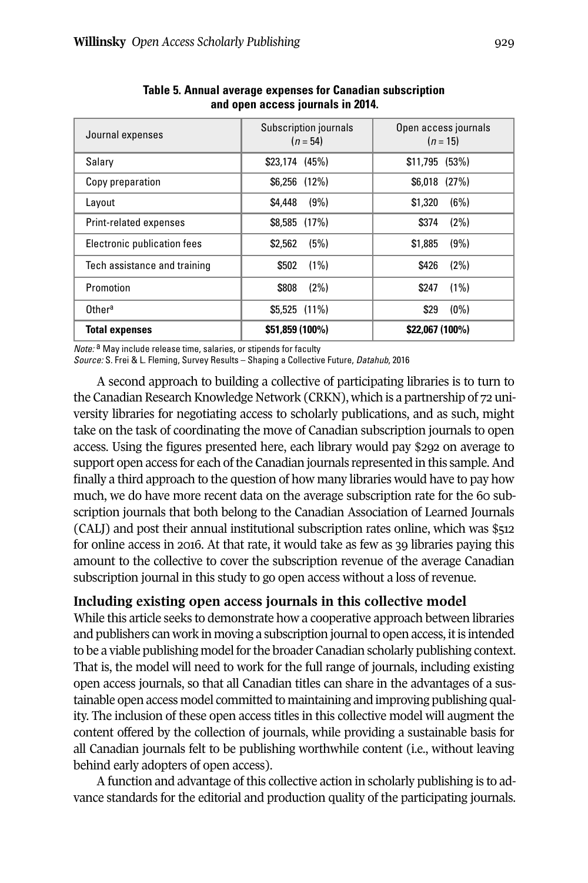**Table 5. Annual average expenses for Canadian subscription and open access journals in 2014.**

| Journal expenses | Subscription journals ($n$ = 54) | Open access journals ($n$ = 15) |
|---|---|---|
| Salary | $23,174 (45%) | $11,795 (53%) |
| Copy preparation | $6,256 (12%) | $6,018 (27%) |
| Layout | $4,448 (9%) | $1,320 (6%) |
| Print-related expenses | $8,585 (17%) | $374 (2%) |
| Electronic publication fees | $2,562 (5%) | $1,885 (9%) |
| Tech assistance and training | $502 (1%) | $426 (2%) |
| Promotion | $808 (2%) | $247 (1%) |
| Other[a] | $5,525 (11%) | $29 (0%) |
| **Total expenses** | **$51,859 (100%)** | **$22,067 (100%)** |

*Note:* [a] May include release time, salaries, or stipends for faculty
*Source:* S. Frei & L. Fleming, Survey Results – Shaping a Collective Future, *Datahub*, 2016

A second approach to building a collective of participating libraries is to turn to the Canadian Research Knowledge Network (CRKN), which is a partnership of 72 university libraries for negotiating access to scholarly publications, and as such, might take on the task of coordinating the move of Canadian subscription journals to open access. Using the figures presented here, each library would pay $292 on average to support open access for each of the Canadian journals represented in this sample. And finally a third approach to the question of how many libraries would have to pay how much, we do have more recent data on the average subscription rate for the 60 subscription journals that both belong to the Canadian Association of Learned Journals (CALJ) and post their annual institutional subscription rates online, which was $512 for online access in 2016. At that rate, it would take as few as 39 libraries paying this amount to the collective to cover the subscription revenue of the average Canadian subscription journal in this study to go open access without a loss of revenue.

## Including existing open access journals in this collective model

While this article seeks to demonstrate how a cooperative approach between libraries and publishers can work in moving a subscription journal to open access, it is intended to be a viable publishing model for the broader Canadian scholarly publishing context. That is, the model will need to work for the full range of journals, including existing open access journals, so that all Canadian titles can share in the advantages of a sustainable open access model committed to maintaining and improving publishing quality. The inclusion of these open access titles in this collective model will augment the content offered by the collection of journals, while providing a sustainable basis for all Canadian journals felt to be publishing worthwhile content (i.e., without leaving behind early adopters of open access).

A function and advantage of this collective action in scholarly publishing is to advance standards for the editorial and production quality of the participating journals.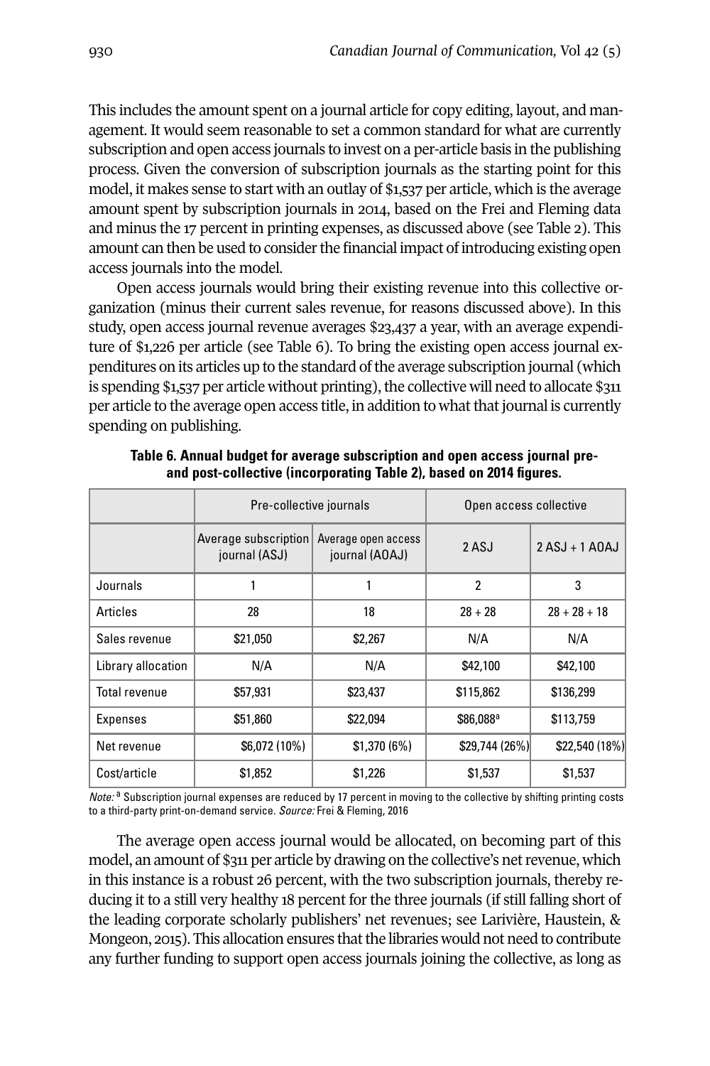This includes the amount spent on a journal article for copy editing, layout, and management. It would seem reasonable to set a common standard for what are currently subscription and open access journals to invest on a per-article basis in the publishing process. Given the conversion of subscription journals as the starting point for this model, it makes sense to start with an outlay of $1,537 per article, which is the average amount spent by subscription journals in 2014, based on the Frei and Fleming data and minus the 17 percent in printing expenses, as discussed above (see Table 2). This amount can then be used to consider the financial impact of introducing existing open access journals into the model.

Open access journals would bring their existing revenue into this collective organization (minus their current sales revenue, for reasons discussed above). In this study, open access journal revenue averages $23,437 a year, with an average expenditure of $1,226 per article (see Table 6). To bring the existing open access journal expenditures on its articles up to the standard of the average subscription journal (which is spending $1,537 per article without printing), the collective will need to allocate $311 per article to the average open access title, in addition to what that journal is currently spending on publishing.

**Table 6. Annual budget for average subscription and open access journal pre- and post-collective (incorporating Table 2), based on 2014 figures.**

| | Pre-collective journals | | Open access collective | |
|---|---|---|---|---|
| | Average subscription journal (ASJ) | Average open access journal (AOAJ) | 2 ASJ | 2 ASJ + 1 AOAJ |
| Journals | 1 | 1 | 2 | 3 |
| Articles | 28 | 18 | 28 + 28 | 28 + 28 + 18 |
| Sales revenue | $21,050 | $2,267 | N/A | N/A |
| Library allocation | N/A | N/A | $42,100 | $42,100 |
| Total revenue | $57,931 | $23,437 | $115,862 | $136,299 |
| Expenses | $51,860 | $22,094 | $86,088[a] | $113,759 |
| Net revenue | $6,072 (10%) | $1,370 (6%) | $29,744 (26%) | $22,540 (18%) |
| Cost/article | $1,852 | $1,226 | $1,537 | $1,537 |

*Note:* [a] Subscription journal expenses are reduced by 17 percent in moving to the collective by shifting printing costs to a third-party print-on-demand service. *Source:* Frei & Fleming, 2016

The average open access journal would be allocated, on becoming part of this model, an amount of $311 per article by drawing on the collective's net revenue, which in this instance is a robust 26 percent, with the two subscription journals, thereby reducing it to a still very healthy 18 percent for the three journals (if still falling short of the leading corporate scholarly publishers' net revenues; see Larivière, Haustein, & Mongeon, 2015). This allocation ensures that the libraries would not need to contribute any further funding to support open access journals joining the collective, as long as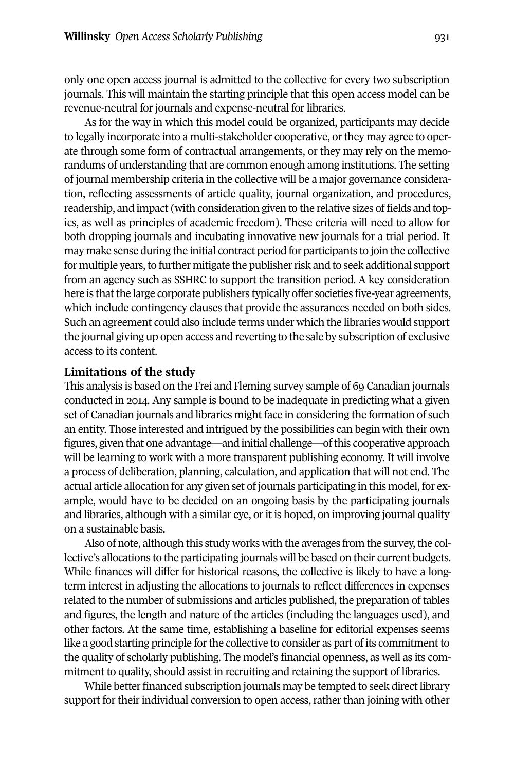only one open access journal is admitted to the collective for every two subscription journals. This will maintain the starting principle that this open access model can be revenue-neutral for journals and expense-neutral for libraries.

As for the way in which this model could be organized, participants may decide to legally incorporate into a multi-stakeholder cooperative, or they may agree to operate through some form of contractual arrangements, or they may rely on the memorandums of understanding that are common enough among institutions. The setting of journal membership criteria in the collective will be a major governance consideration, reflecting assessments of article quality, journal organization, and procedures, readership, and impact (with consideration given to the relative sizes of fields and topics, as well as principles of academic freedom). These criteria will need to allow for both dropping journals and incubating innovative new journals for a trial period. It may make sense during the initial contract period for participants to join the collective for multiple years, to further mitigate the publisher risk and to seek additional support from an agency such as SSHRC to support the transition period. A key consideration here is that the large corporate publishers typically offer societies five-year agreements, which include contingency clauses that provide the assurances needed on both sides. Such an agreement could also include terms under which the libraries would support the journal giving up open access and reverting to the sale by subscription of exclusive access to its content.

## Limitations of the study

This analysis is based on the Frei and Fleming survey sample of 69 Canadian journals conducted in 2014. Any sample is bound to be inadequate in predicting what a given set of Canadian journals and libraries might face in considering the formation of such an entity. Those interested and intrigued by the possibilities can begin with their own figures, given that one advantage—and initial challenge—of this cooperative approach will be learning to work with a more transparent publishing economy. It will involve a process of deliberation, planning, calculation, and application that will not end. The actual article allocation for any given set of journals participating in this model, for example, would have to be decided on an ongoing basis by the participating journals and libraries, although with a similar eye, or it is hoped, on improving journal quality on a sustainable basis.

Also of note, although this study works with the averages from the survey, the collective's allocations to the participating journals will be based on their current budgets. While finances will differ for historical reasons, the collective is likely to have a long-term interest in adjusting the allocations to journals to reflect differences in expenses related to the number of submissions and articles published, the preparation of tables and figures, the length and nature of the articles (including the languages used), and other factors. At the same time, establishing a baseline for editorial expenses seems like a good starting principle for the collective to consider as part of its commitment to the quality of scholarly publishing. The model's financial openness, as well as its commitment to quality, should assist in recruiting and retaining the support of libraries.

While better financed subscription journals may be tempted to seek direct library support for their individual conversion to open access, rather than joining with other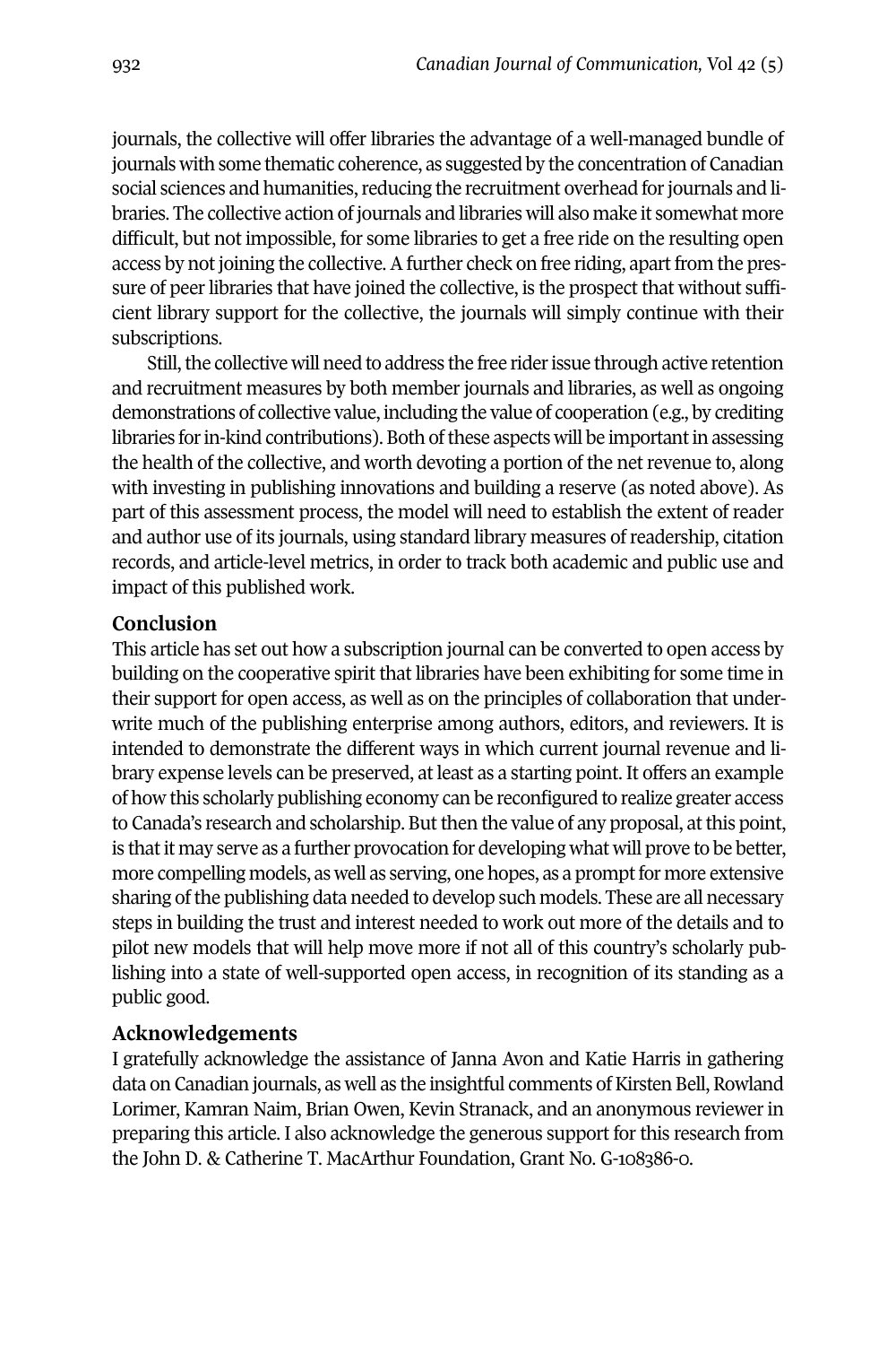journals, the collective will offer libraries the advantage of a well-managed bundle of journals with some thematic coherence, as suggested by the concentration of Canadian social sciences and humanities, reducing the recruitment overhead for journals and libraries. The collective action of journals and libraries will also make it somewhat more difficult, but not impossible, for some libraries to get a free ride on the resulting open access by not joining the collective. A further check on free riding, apart from the pressure of peer libraries that have joined the collective, is the prospect that without sufficient library support for the collective, the journals will simply continue with their subscriptions.

Still, the collective will need to address the free rider issue through active retention and recruitment measures by both member journals and libraries, as well as ongoing demonstrations of collective value, including the value of cooperation (e.g., by crediting libraries for in-kind contributions). Both of these aspects will be important in assessing the health of the collective, and worth devoting a portion of the net revenue to, along with investing in publishing innovations and building a reserve (as noted above). As part of this assessment process, the model will need to establish the extent of reader and author use of its journals, using standard library measures of readership, citation records, and article-level metrics, in order to track both academic and public use and impact of this published work.

## Conclusion

This article has set out how a subscription journal can be converted to open access by building on the cooperative spirit that libraries have been exhibiting for some time in their support for open access, as well as on the principles of collaboration that underwrite much of the publishing enterprise among authors, editors, and reviewers. It is intended to demonstrate the different ways in which current journal revenue and library expense levels can be preserved, at least as a starting point. It offers an example of how this scholarly publishing economy can be reconfigured to realize greater access to Canada's research and scholarship. But then the value of any proposal, at this point, is that it may serve as a further provocation for developing what will prove to be better, more compelling models, as well as serving, one hopes, as a prompt for more extensive sharing of the publishing data needed to develop such models. These are all necessary steps in building the trust and interest needed to work out more of the details and to pilot new models that will help move more if not all of this country's scholarly publishing into a state of well-supported open access, in recognition of its standing as a public good.

## Acknowledgements

I gratefully acknowledge the assistance of Janna Avon and Katie Harris in gathering data on Canadian journals, as well as the insightful comments of Kirsten Bell, Rowland Lorimer, Kamran Naim, Brian Owen, Kevin Stranack, and an anonymous reviewer in preparing this article. I also acknowledge the generous support for this research from the John D. & Catherine T. MacArthur Foundation, Grant No. G-108386-0.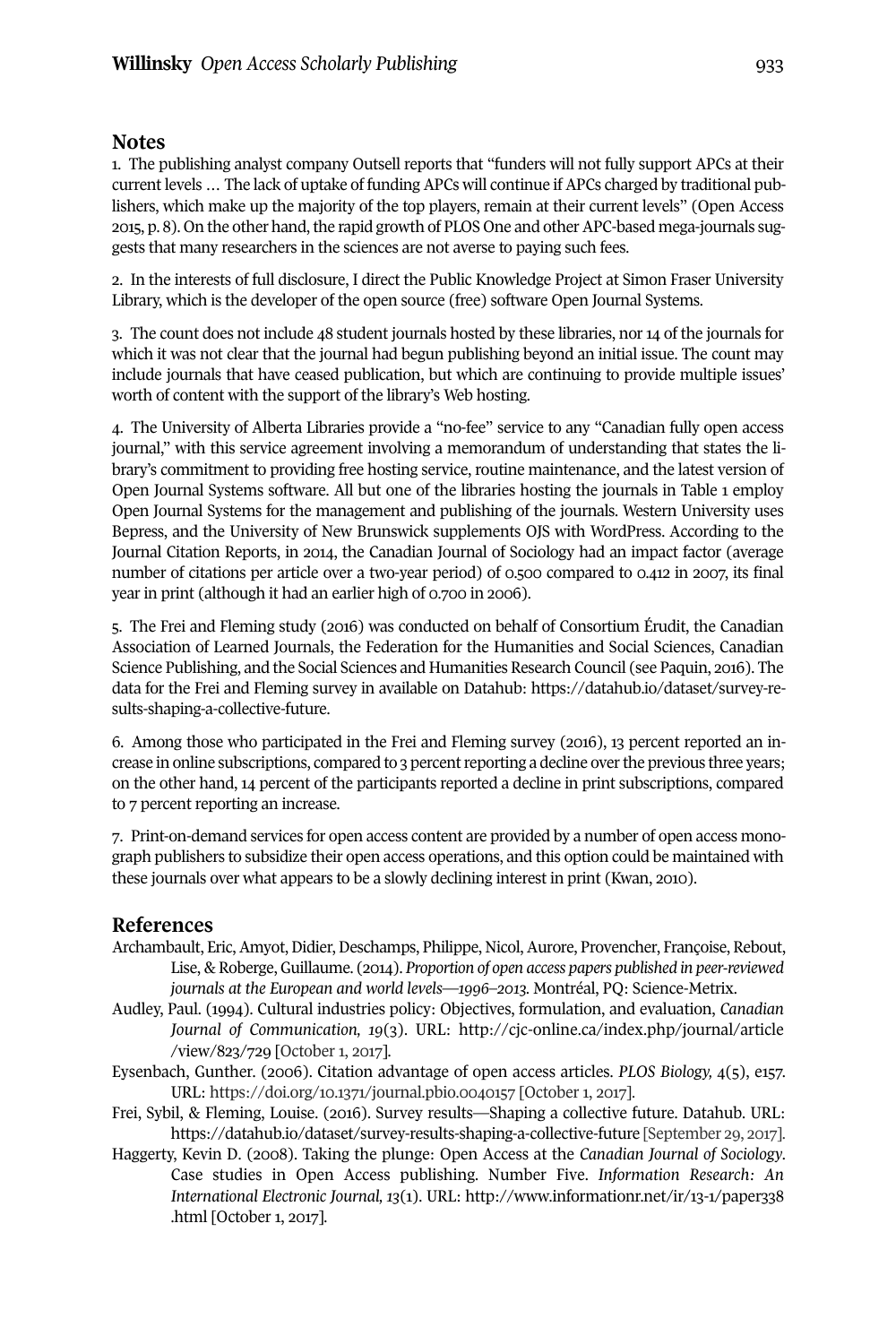## Notes

1. The publishing analyst company Outsell reports that "funders will not fully support APCs at their current levels … The lack of uptake of funding APCs will continue if APCs charged by traditional publishers, which make up the majority of the top players, remain at their current levels" (Open Access 2015, p. 8). On the other hand, the rapid growth of PLOS One and other APC-based mega-journals suggests that many researchers in the sciences are not averse to paying such fees.

2. In the interests of full disclosure, I direct the Public Knowledge Project at Simon Fraser University Library, which is the developer of the open source (free) software Open Journal Systems.

3. The count does not include 48 student journals hosted by these libraries, nor 14 of the journals for which it was not clear that the journal had begun publishing beyond an initial issue. The count may include journals that have ceased publication, but which are continuing to provide multiple issues' worth of content with the support of the library's Web hosting.

4. The University of Alberta Libraries provide a "no-fee" service to any "Canadian fully open access journal," with this service agreement involving a memorandum of understanding that states the library's commitment to providing free hosting service, routine maintenance, and the latest version of Open Journal Systems software. All but one of the libraries hosting the journals in Table 1 employ Open Journal Systems for the management and publishing of the journals. Western University uses Bepress, and the University of New Brunswick supplements OJS with WordPress. According to the Journal Citation Reports, in 2014, the Canadian Journal of Sociology had an impact factor (average number of citations per article over a two-year period) of 0.500 compared to 0.412 in 2007, its final year in print (although it had an earlier high of 0.700 in 2006).

5. The Frei and Fleming study (2016) was conducted on behalf of Consortium Érudit, the Canadian Association of Learned Journals, the Federation for the Humanities and Social Sciences, Canadian Science Publishing, and the Social Sciences and Humanities Research Council (see Paquin, 2016). The data for the Frei and Fleming survey in available on Datahub: https://datahub.io/dataset/survey-results-shaping-a-collective-future.

6. Among those who participated in the Frei and Fleming survey (2016), 13 percent reported an increase in online subscriptions, compared to 3 percent reporting a decline over the previous three years; on the other hand, 14 percent of the participants reported a decline in print subscriptions, compared to 7 percent reporting an increase.

7. Print-on-demand services for open access content are provided by a number of open access monograph publishers to subsidize their open access operations, and this option could be maintained with these journals over what appears to be a slowly declining interest in print (Kwan, 2010).

## References

Archambault, Eric, Amyot, Didier, Deschamps, Philippe, Nicol, Aurore, Provencher, Françoise, Rebout, Lise, & Roberge, Guillaume. (2014). *Proportion of open access papers published in peer-reviewed journals at the European and world levels—1996–2013.* Montréal, PQ: Science-Metrix.

Audley, Paul. (1994). Cultural industries policy: Objectives, formulation, and evaluation, *Canadian Journal of Communication, 19*(3). URL: http://cjc-online.ca/index.php/journal/article/view/823/729 [October 1, 2017].

Eysenbach, Gunther. (2006). Citation advantage of open access articles. *PLOS Biology, 4*(5), e157. URL: https://doi.org/10.1371/journal.pbio.0040157 [October 1, 2017].

Frei, Sybil, & Fleming, Louise. (2016). Survey results—Shaping a collective future. Datahub. URL: https://datahub.io/dataset/survey-results-shaping-a-collective-future [September 29, 2017].

Haggerty, Kevin D. (2008). Taking the plunge: Open Access at the *Canadian Journal of Sociology*. Case studies in Open Access publishing. Number Five. *Information Research: An International Electronic Journal, 13*(1). URL: http://www.informationr.net/ir/13-1/paper338.html [October 1, 2017].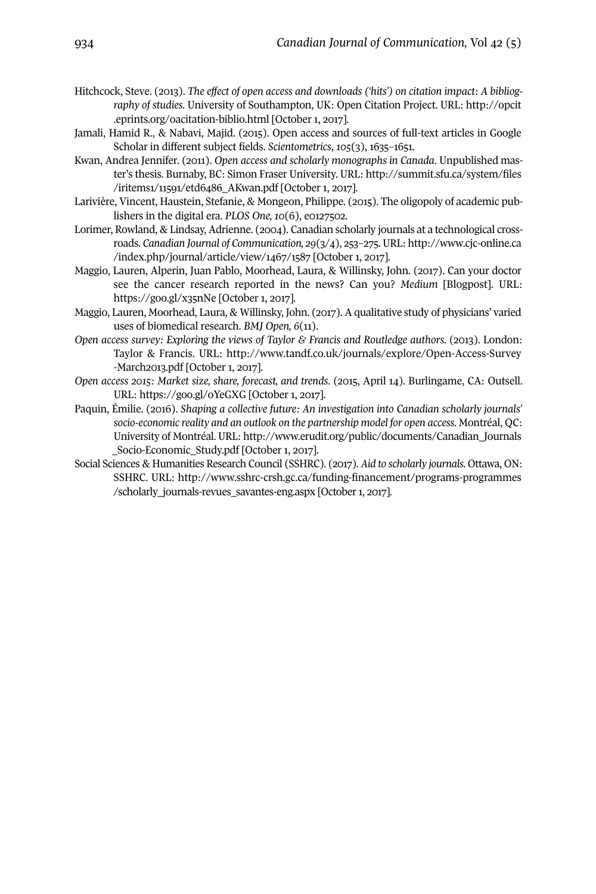Hitchcock, Steve. (2013). *The effect of open access and downloads ('hits') on citation impact: A bibliography of studies.* University of Southampton, UK: Open Citation Project. URL: http://opcit.eprints.org/oacitation-biblio.html [October 1, 2017].

Jamali, Hamid R., & Nabavi, Majid. (2015). Open access and sources of full-text articles in Google Scholar in different subject fields. *Scientometrics*, *105*(3), 1635–1651.

Kwan, Andrea Jennifer. (2011). *Open access and scholarly monographs in Canada.* Unpublished master's thesis. Burnaby, BC: Simon Fraser University. URL: http://summit.sfu.ca/system/files/iritems1/11591/etd6486_AKwan.pdf [October 1, 2017].

Larivière, Vincent, Haustein, Stefanie, & Mongeon, Philippe. (2015). The oligopoly of academic publishers in the digital era. *PLOS One, 10*(6), e0127502.

Lorimer, Rowland, & Lindsay, Adrienne. (2004). Canadian scholarly journals at a technological crossroads. *Canadian Journal of Communication, 29*(3/4), 253–275. URL: http://www.cjc-online.ca/index.php/journal/article/view/1467/1587 [October 1, 2017].

Maggio, Lauren, Alperin, Juan Pablo, Moorhead, Laura, & Willinsky, John. (2017). Can your doctor see the cancer research reported in the news? Can you? *Medium* [Blogpost]. URL: https://goo.gl/x35nNe [October 1, 2017].

Maggio, Lauren, Moorhead, Laura, & Willinsky, John. (2017). A qualitative study of physicians' varied uses of biomedical research. *BMJ Open, 6*(11).

*Open access survey: Exploring the views of Taylor & Francis and Routledge authors.* (2013). London: Taylor & Francis. URL: http://www.tandf.co.uk/journals/explore/Open-Access-Survey-March2013.pdf [October 1, 2017].

*Open access 2015: Market size, share, forecast, and trends.* (2015, April 14). Burlingame, CA: Outsell. URL: https://goo.gl/oYeGXG [October 1, 2017].

Paquin, Émilie. (2016). *Shaping a collective future: An investigation into Canadian scholarly journals' socio-economic reality and an outlook on the partnership model for open access.* Montréal, QC: University of Montréal. URL: http://www.erudit.org/public/documents/Canadian_Journals_Socio-Economic_Study.pdf [October 1, 2017].

Social Sciences & Humanities Research Council (SSHRC). (2017). *Aid to scholarly journals.* Ottawa, ON: SSHRC. URL: http://www.sshrc-crsh.gc.ca/funding-financement/programs-programmes/scholarly_journals-revues_savantes-eng.aspx [October 1, 2017].